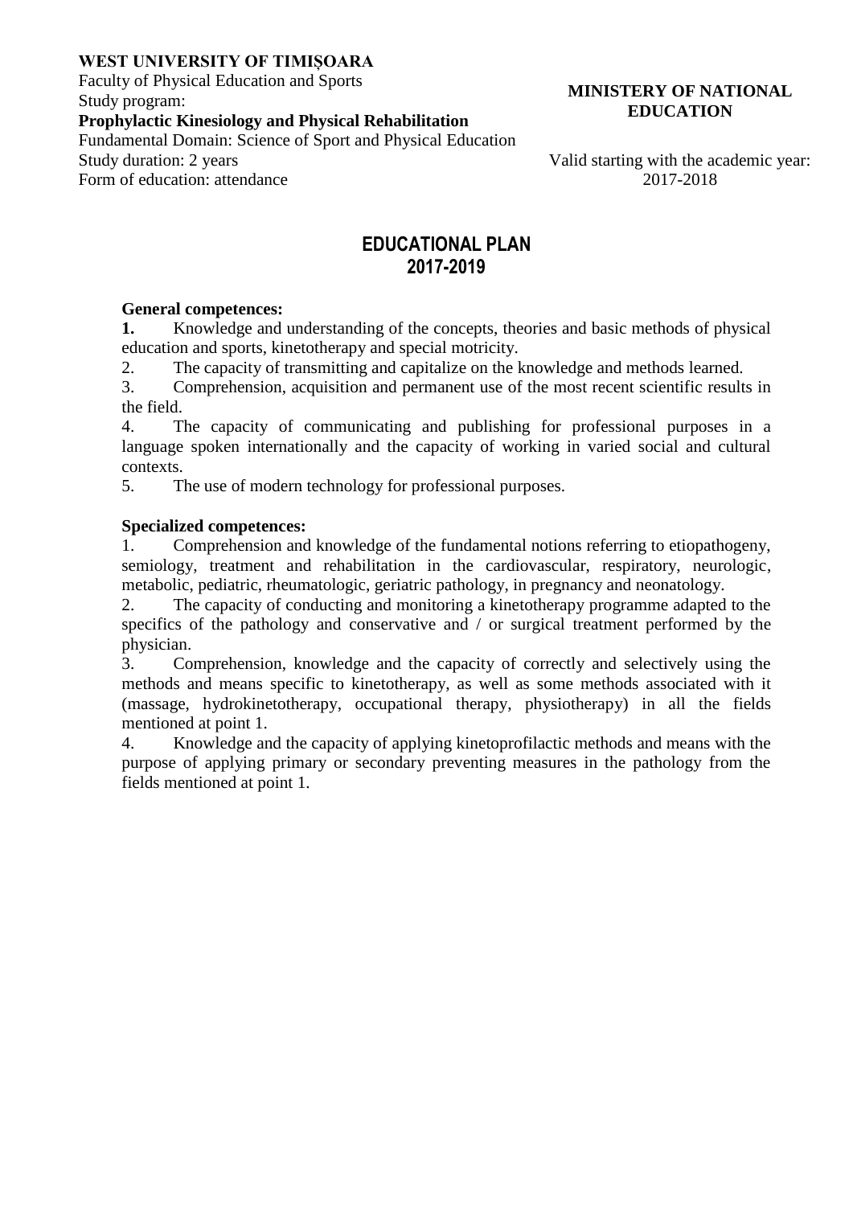**WEST UNIVERSITY OF TIMIȘOARA**
Faculty of Physical Education and Sports
Study program:
**Prophylactic Kinesiology and Physical Rehabilitation**
Fundamental Domain: Science of Sport and Physical Education
Study duration: 2 years
Form of education: attendance

**MINISTERY OF NATIONAL EDUCATION**

Valid starting with the academic year: 2017-2018

# EDUCATIONAL PLAN 2017-2019

**General competences:**

**1.** Knowledge and understanding of the concepts, theories and basic methods of physical education and sports, kinetotherapy and special motricity.

2. The capacity of transmitting and capitalize on the knowledge and methods learned.

3. Comprehension, acquisition and permanent use of the most recent scientific results in the field.

4. The capacity of communicating and publishing for professional purposes in a language spoken internationally and the capacity of working in varied social and cultural contexts.

5. The use of modern technology for professional purposes.

**Specialized competences:**

1. Comprehension and knowledge of the fundamental notions referring to etiopathogeny, semiology, treatment and rehabilitation in the cardiovascular, respiratory, neurologic, metabolic, pediatric, rheumatologic, geriatric pathology, in pregnancy and neonatology.

2. The capacity of conducting and monitoring a kinetotherapy programme adapted to the specifics of the pathology and conservative and / or surgical treatment performed by the physician.

3. Comprehension, knowledge and the capacity of correctly and selectively using the methods and means specific to kinetotherapy, as well as some methods associated with it (massage, hydrokinetotherapy, occupational therapy, physiotherapy) in all the fields mentioned at point 1.

4. Knowledge and the capacity of applying kinetoprofilactic methods and means with the purpose of applying primary or secondary preventing measures in the pathology from the fields mentioned at point 1.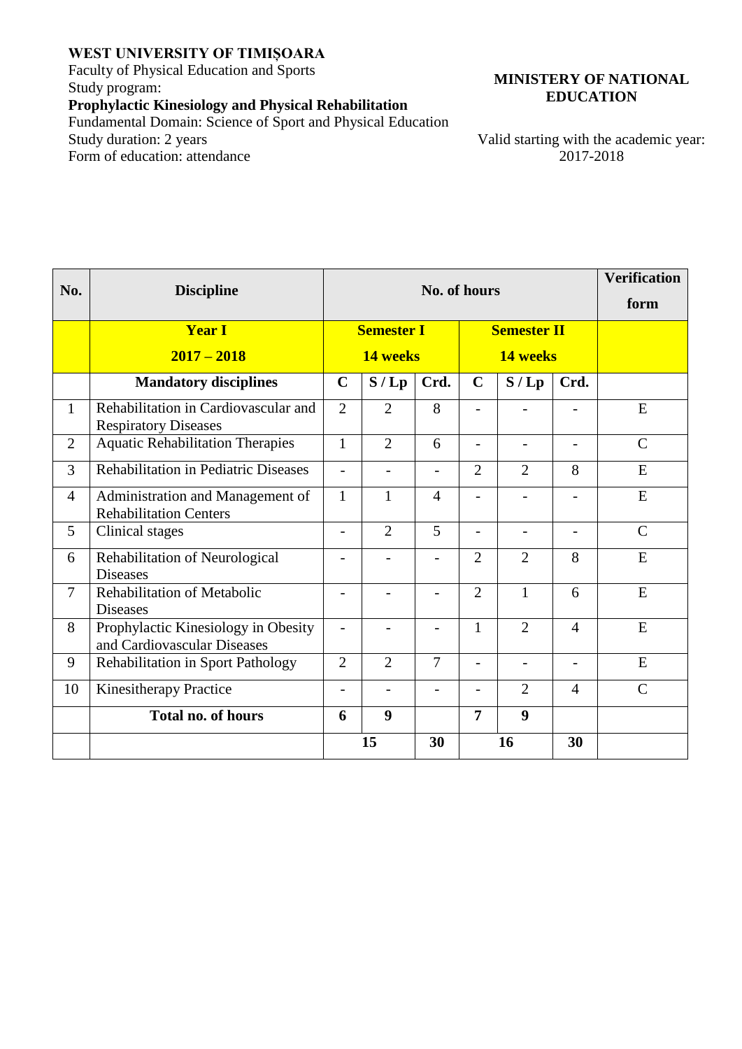**WEST UNIVERSITY OF TIMIŞOARA**
Faculty of Physical Education and Sports
Study program:
**Prophylactic Kinesiology and Physical Rehabilitation**
Fundamental Domain: Science of Sport and Physical Education
Study duration: 2 years
Form of education: attendance

**MINISTERY OF NATIONAL EDUCATION**

Valid starting with the academic year: 2017-2018

| No. | Discipline | No. of hours | | | | | | Verification form |
|---|---|---|---|---|---|---|---|---|
| | **Year I 2017 – 2018** | **Semester I 14 weeks** | | | **Semester II 14 weeks** | | | |
| | **Mandatory disciplines** | **C** | **S / Lp** | **Crd.** | **C** | **S / Lp** | **Crd.** | |
| 1 | Rehabilitation in Cardiovascular and Respiratory Diseases | 2 | 2 | 8 | - | - | - | E |
| 2 | Aquatic Rehabilitation Therapies | 1 | 2 | 6 | - | - | - | C |
| 3 | Rehabilitation in Pediatric Diseases | - | - | - | 2 | 2 | 8 | E |
| 4 | Administration and Management of Rehabilitation Centers | 1 | 1 | 4 | - | - | - | E |
| 5 | Clinical stages | - | 2 | 5 | - | - | - | C |
| 6 | Rehabilitation of Neurological Diseases | - | - | - | 2 | 2 | 8 | E |
| 7 | Rehabilitation of Metabolic Diseases | - | - | - | 2 | 1 | 6 | E |
| 8 | Prophylactic Kinesiology in Obesity and Cardiovascular Diseases | - | - | - | 1 | 2 | 4 | E |
| 9 | Rehabilitation in Sport Pathology | 2 | 2 | 7 | - | - | - | E |
| 10 | Kinesitherapy Practice | - | - | - | - | 2 | 4 | C |
| | **Total no. of hours** | **6** | **9** | | **7** | **9** | | |
| | | **15** | | **30** | **16** | | **30** | |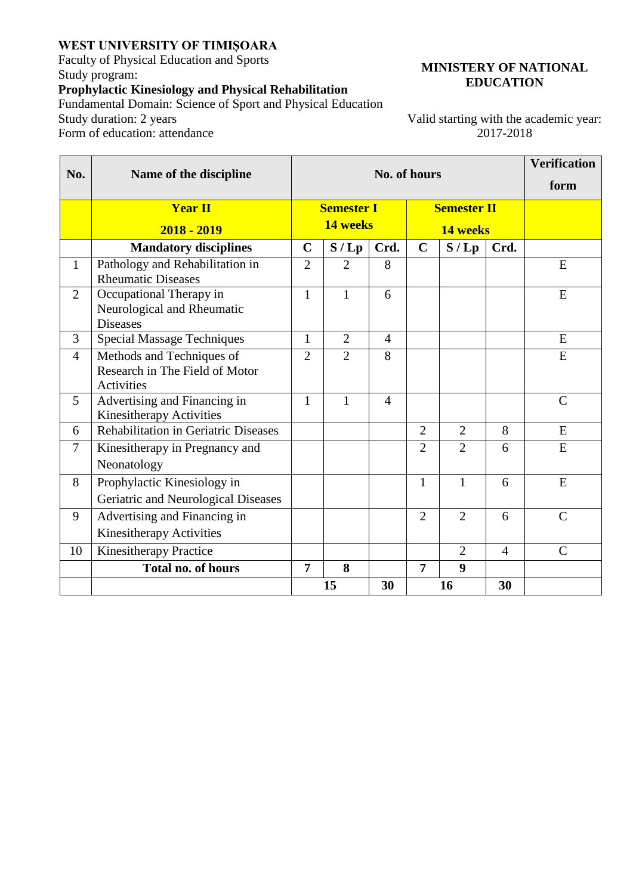**WEST UNIVERSITY OF TIMIȘOARA**
Faculty of Physical Education and Sports
Study program:
**Prophylactic Kinesiology and Physical Rehabilitation**
Fundamental Domain: Science of Sport and Physical Education
Study duration: 2 years
Form of education: attendance

**MINISTERY OF NATIONAL EDUCATION**

Valid starting with the academic year: 2017-2018

| No. | Name of the discipline | No. of hours | | | | | | Verification form |
|---|---|---|---|---|---|---|---|---|
| | **Year II 2018 - 2019** | **Semester I 14 weeks** | | | **Semester II 14 weeks** | | | |
| | **Mandatory disciplines** | **C** | **S / Lp** | **Crd.** | **C** | **S / Lp** | **Crd.** | |
| 1 | Pathology and Rehabilitation in Rheumatic Diseases | 2 | 2 | 8 | | | | E |
| 2 | Occupational Therapy in Neurological and Rheumatic Diseases | 1 | 1 | 6 | | | | E |
| 3 | Special Massage Techniques | 1 | 2 | 4 | | | | E |
| 4 | Methods and Techniques of Research in The Field of Motor Activities | 2 | 2 | 8 | | | | E |
| 5 | Advertising and Financing in Kinesitherapy Activities | 1 | 1 | 4 | | | | C |
| 6 | Rehabilitation in Geriatric Diseases | | | | 2 | 2 | 8 | E |
| 7 | Kinesitherapy in Pregnancy and Neonatology | | | | 2 | 2 | 6 | E |
| 8 | Prophylactic Kinesiology in Geriatric and Neurological Diseases | | | | 1 | 1 | 6 | E |
| 9 | Advertising and Financing in Kinesitherapy Activities | | | | 2 | 2 | 6 | C |
| 10 | Kinesitherapy Practice | | | | | 2 | 4 | C |
| | **Total no. of hours** | **7** | **8** | | **7** | **9** | | |
| | | **15** | | **30** | **16** | | **30** | |